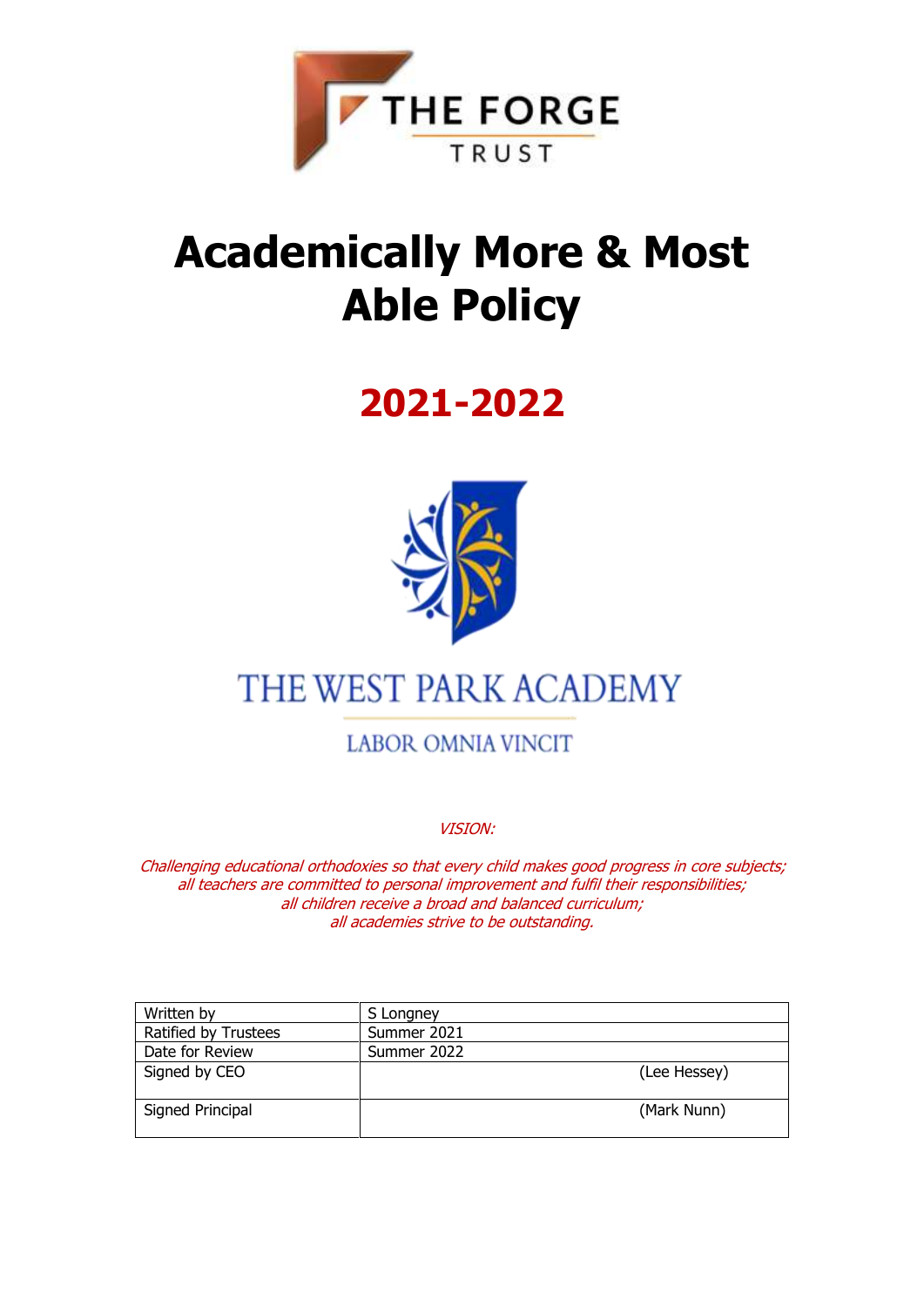THE FORGE TRUST

# Academically More & Most Able Policy

## 2021-2022

THE WEST PARK ACADEMY

LABOR OMNIA VINCIT

*VISION:*

*Challenging educational orthodoxies so that every child makes good progress in core subjects;*
*all teachers are committed to personal improvement and fulfil their responsibilities;*
*all children receive a broad and balanced curriculum;*
*all academies strive to be outstanding.*

| Written by | S Longney |
|---|---|
| Ratified by Trustees | Summer 2021 |
| Date for Review | Summer 2022 |
| Signed by CEO | (Lee Hessey) |
| Signed Principal | (Mark Nunn) |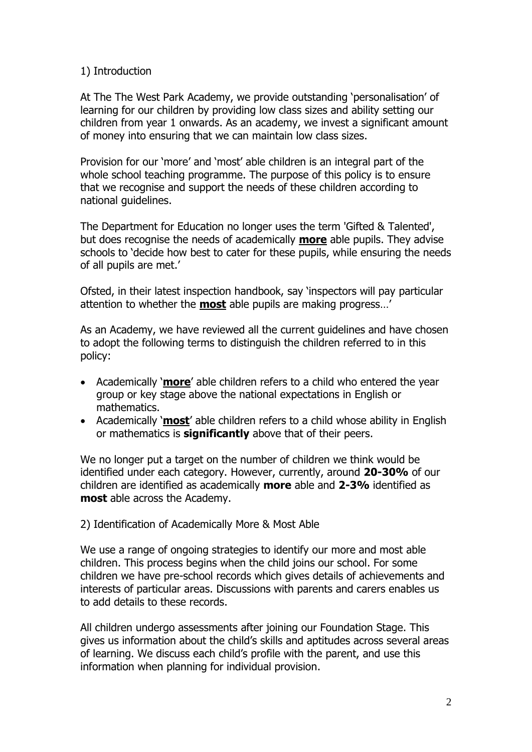## 1) Introduction

At The The West Park Academy, we provide outstanding 'personalisation' of learning for our children by providing low class sizes and ability setting our children from year 1 onwards. As an academy, we invest a significant amount of money into ensuring that we can maintain low class sizes.

Provision for our 'more' and 'most' able children is an integral part of the whole school teaching programme. The purpose of this policy is to ensure that we recognise and support the needs of these children according to national guidelines.

The Department for Education no longer uses the term 'Gifted & Talented', but does recognise the needs of academically **more** able pupils. They advise schools to 'decide how best to cater for these pupils, while ensuring the needs of all pupils are met.'

Ofsted, in their latest inspection handbook, say 'inspectors will pay particular attention to whether the **most** able pupils are making progress…'

As an Academy, we have reviewed all the current guidelines and have chosen to adopt the following terms to distinguish the children referred to in this policy:

- Academically '**more**' able children refers to a child who entered the year group or key stage above the national expectations in English or mathematics.
- Academically '**most**' able children refers to a child whose ability in English or mathematics is **significantly** above that of their peers.

We no longer put a target on the number of children we think would be identified under each category. However, currently, around **20-30%** of our children are identified as academically **more** able and **2-3%** identified as **most** able across the Academy.

## 2) Identification of Academically More & Most Able

We use a range of ongoing strategies to identify our more and most able children. This process begins when the child joins our school. For some children we have pre-school records which gives details of achievements and interests of particular areas. Discussions with parents and carers enables us to add details to these records.

All children undergo assessments after joining our Foundation Stage. This gives us information about the child's skills and aptitudes across several areas of learning. We discuss each child's profile with the parent, and use this information when planning for individual provision.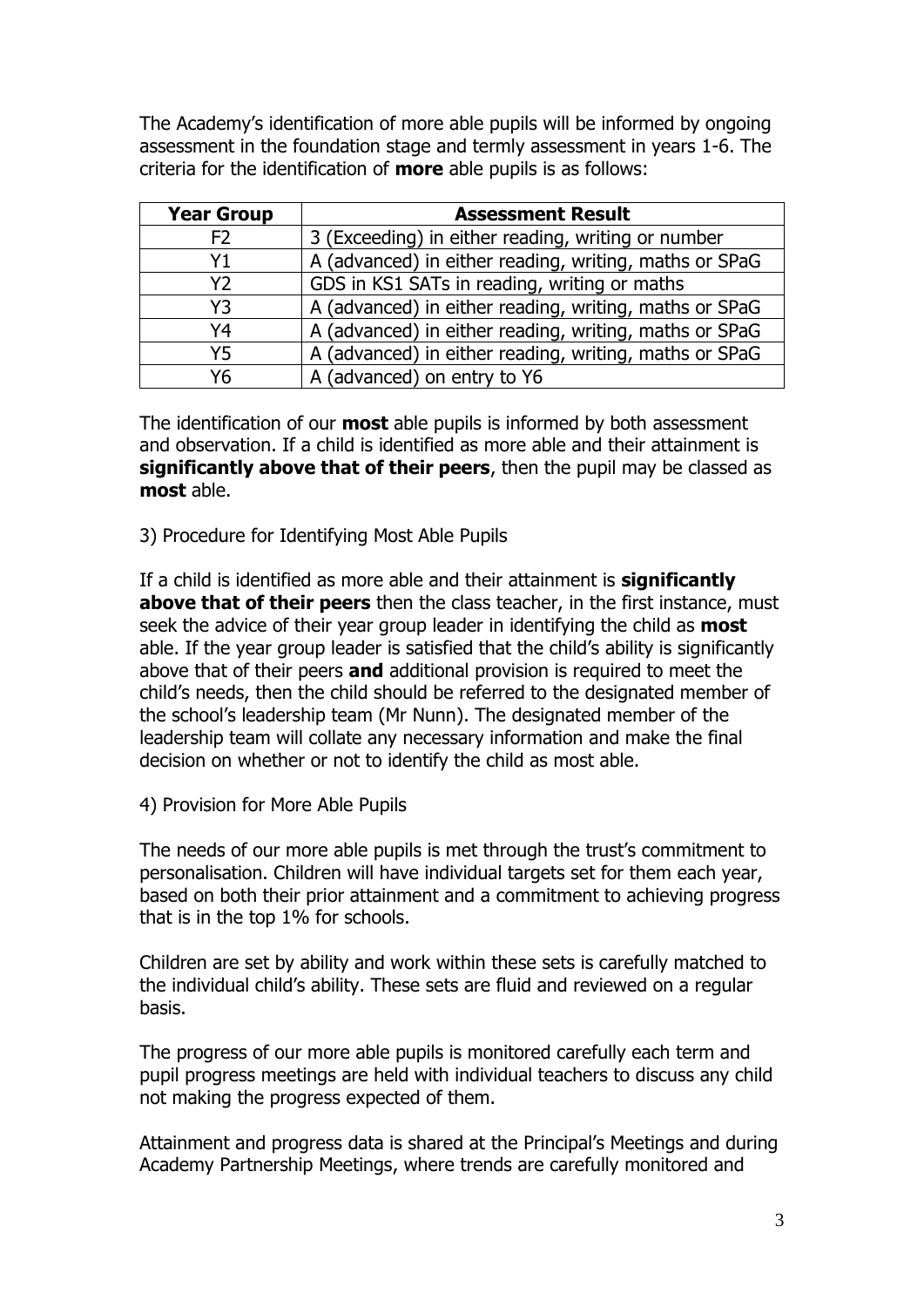The Academy's identification of more able pupils will be informed by ongoing assessment in the foundation stage and termly assessment in years 1-6. The criteria for the identification of **more** able pupils is as follows:

| Year Group | Assessment Result |
| --- | --- |
| F2 | 3 (Exceeding) in either reading, writing or number |
| Y1 | A (advanced) in either reading, writing, maths or SPaG |
| Y2 | GDS in KS1 SATs in reading, writing or maths |
| Y3 | A (advanced) in either reading, writing, maths or SPaG |
| Y4 | A (advanced) in either reading, writing, maths or SPaG |
| Y5 | A (advanced) in either reading, writing, maths or SPaG |
| Y6 | A (advanced) on entry to Y6 |

The identification of our **most** able pupils is informed by both assessment and observation. If a child is identified as more able and their attainment is **significantly above that of their peers**, then the pupil may be classed as **most** able.

3) Procedure for Identifying Most Able Pupils

If a child is identified as more able and their attainment is **significantly above that of their peers** then the class teacher, in the first instance, must seek the advice of their year group leader in identifying the child as **most** able. If the year group leader is satisfied that the child's ability is significantly above that of their peers **and** additional provision is required to meet the child's needs, then the child should be referred to the designated member of the school's leadership team (Mr Nunn). The designated member of the leadership team will collate any necessary information and make the final decision on whether or not to identify the child as most able.

4) Provision for More Able Pupils

The needs of our more able pupils is met through the trust's commitment to personalisation. Children will have individual targets set for them each year, based on both their prior attainment and a commitment to achieving progress that is in the top 1% for schools.

Children are set by ability and work within these sets is carefully matched to the individual child's ability. These sets are fluid and reviewed on a regular basis.

The progress of our more able pupils is monitored carefully each term and pupil progress meetings are held with individual teachers to discuss any child not making the progress expected of them.

Attainment and progress data is shared at the Principal's Meetings and during Academy Partnership Meetings, where trends are carefully monitored and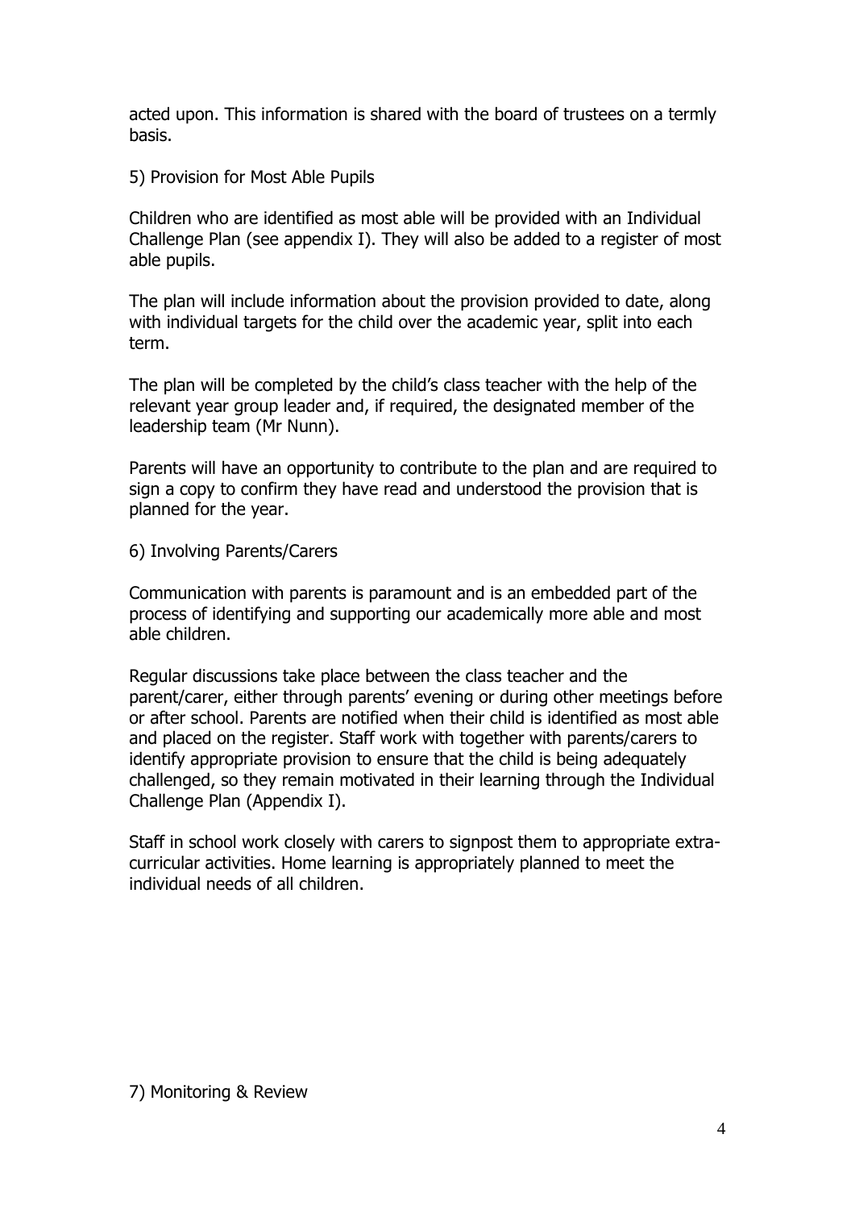acted upon. This information is shared with the board of trustees on a termly basis.

## 5) Provision for Most Able Pupils

Children who are identified as most able will be provided with an Individual Challenge Plan (see appendix I). They will also be added to a register of most able pupils.

The plan will include information about the provision provided to date, along with individual targets for the child over the academic year, split into each term.

The plan will be completed by the child's class teacher with the help of the relevant year group leader and, if required, the designated member of the leadership team (Mr Nunn).

Parents will have an opportunity to contribute to the plan and are required to sign a copy to confirm they have read and understood the provision that is planned for the year.

## 6) Involving Parents/Carers

Communication with parents is paramount and is an embedded part of the process of identifying and supporting our academically more able and most able children.

Regular discussions take place between the class teacher and the parent/carer, either through parents' evening or during other meetings before or after school. Parents are notified when their child is identified as most able and placed on the register. Staff work with together with parents/carers to identify appropriate provision to ensure that the child is being adequately challenged, so they remain motivated in their learning through the Individual Challenge Plan (Appendix I).

Staff in school work closely with carers to signpost them to appropriate extra-curricular activities. Home learning is appropriately planned to meet the individual needs of all children.

## 7) Monitoring & Review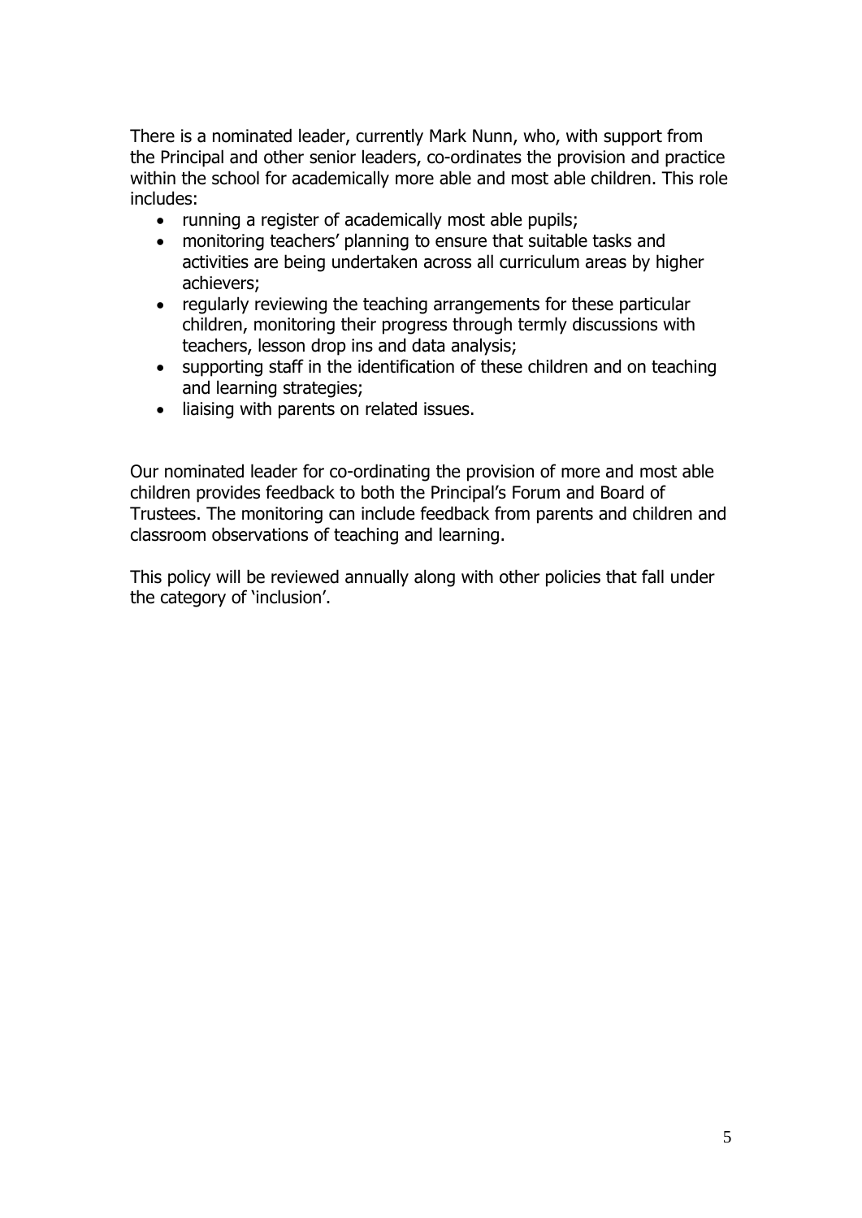There is a nominated leader, currently Mark Nunn, who, with support from the Principal and other senior leaders, co-ordinates the provision and practice within the school for academically more able and most able children. This role includes:

- running a register of academically most able pupils;
- monitoring teachers' planning to ensure that suitable tasks and activities are being undertaken across all curriculum areas by higher achievers;
- regularly reviewing the teaching arrangements for these particular children, monitoring their progress through termly discussions with teachers, lesson drop ins and data analysis;
- supporting staff in the identification of these children and on teaching and learning strategies;
- liaising with parents on related issues.

Our nominated leader for co-ordinating the provision of more and most able children provides feedback to both the Principal's Forum and Board of Trustees. The monitoring can include feedback from parents and children and classroom observations of teaching and learning.

This policy will be reviewed annually along with other policies that fall under the category of 'inclusion'.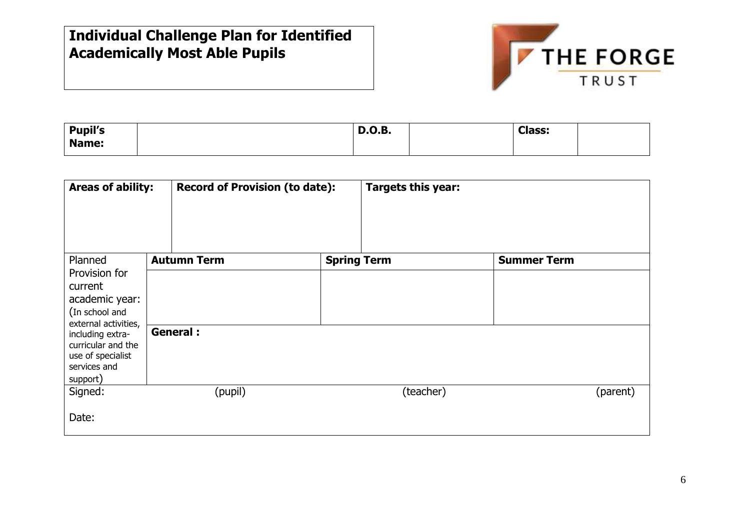# Individual Challenge Plan for Identified Academically Most Able Pupils

| | | | | | |
|---|---|---|---|---|---|
| **Pupil's Name:** | | **D.O.B.** | | **Class:** | |

| | | | |
|---|---|---|---|
| **Areas of ability:** | **Record of Provision (to date):** | **Targets this year:** | |
| Planned Provision for current academic year: (In school and external activities, including extra-curricular and the use of specialist services and support) | **Autumn Term** | **Spring Term** | **Summer Term** |
| | | | |
| | **General :** | | |
| Signed: Date: | (pupil) | (teacher) | (parent) |